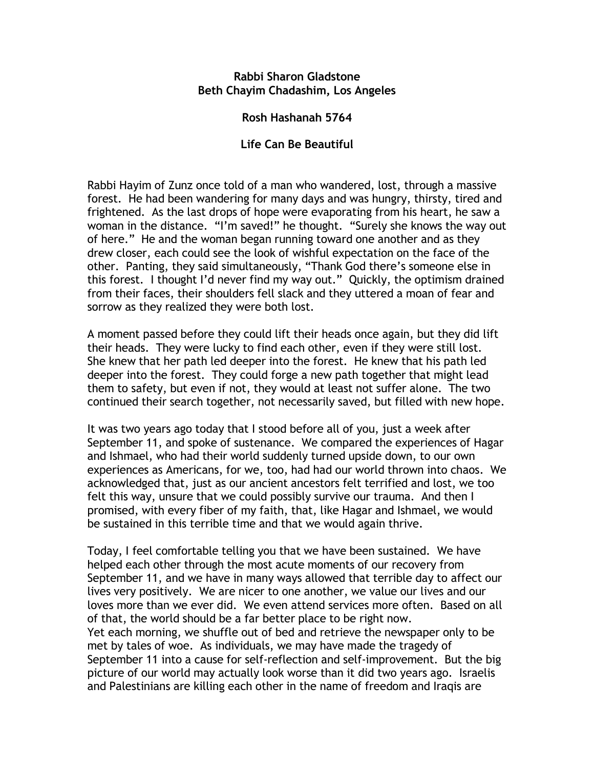**Rabbi Sharon Gladstone**
**Beth Chayim Chadashim, Los Angeles**

**Rosh Hashanah 5764**

# Life Can Be Beautiful

Rabbi Hayim of Zunz once told of a man who wandered, lost, through a massive forest. He had been wandering for many days and was hungry, thirsty, tired and frightened. As the last drops of hope were evaporating from his heart, he saw a woman in the distance. "I'm saved!" he thought. "Surely she knows the way out of here." He and the woman began running toward one another and as they drew closer, each could see the look of wishful expectation on the face of the other. Panting, they said simultaneously, "Thank God there's someone else in this forest. I thought I'd never find my way out." Quickly, the optimism drained from their faces, their shoulders fell slack and they uttered a moan of fear and sorrow as they realized they were both lost.

A moment passed before they could lift their heads once again, but they did lift their heads. They were lucky to find each other, even if they were still lost. She knew that her path led deeper into the forest. He knew that his path led deeper into the forest. They could forge a new path together that might lead them to safety, but even if not, they would at least not suffer alone. The two continued their search together, not necessarily saved, but filled with new hope.

It was two years ago today that I stood before all of you, just a week after September 11, and spoke of sustenance. We compared the experiences of Hagar and Ishmael, who had their world suddenly turned upside down, to our own experiences as Americans, for we, too, had had our world thrown into chaos. We acknowledged that, just as our ancient ancestors felt terrified and lost, we too felt this way, unsure that we could possibly survive our trauma. And then I promised, with every fiber of my faith, that, like Hagar and Ishmael, we would be sustained in this terrible time and that we would again thrive.

Today, I feel comfortable telling you that we have been sustained. We have helped each other through the most acute moments of our recovery from September 11, and we have in many ways allowed that terrible day to affect our lives very positively. We are nicer to one another, we value our lives and our loves more than we ever did. We even attend services more often. Based on all of that, the world should be a far better place to be right now.

Yet each morning, we shuffle out of bed and retrieve the newspaper only to be met by tales of woe. As individuals, we may have made the tragedy of September 11 into a cause for self-reflection and self-improvement. But the big picture of our world may actually look worse than it did two years ago. Israelis and Palestinians are killing each other in the name of freedom and Iraqis are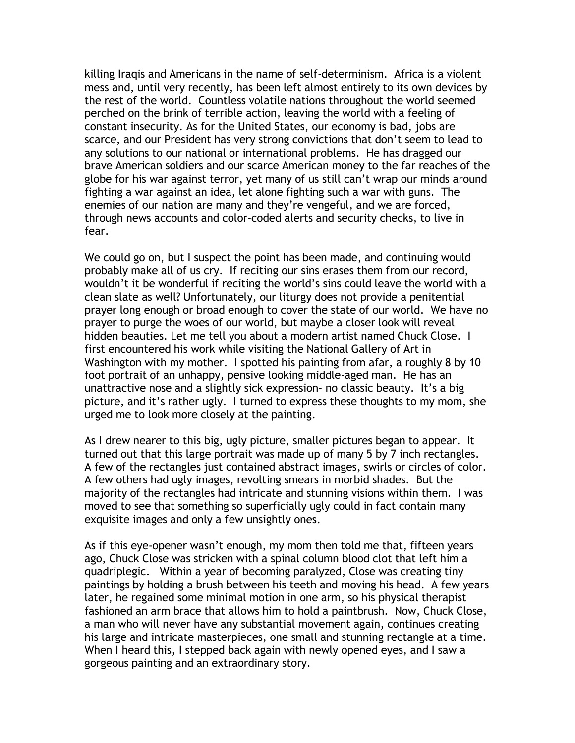killing Iraqis and Americans in the name of self-determinism. Africa is a violent mess and, until very recently, has been left almost entirely to its own devices by the rest of the world. Countless volatile nations throughout the world seemed perched on the brink of terrible action, leaving the world with a feeling of constant insecurity. As for the United States, our economy is bad, jobs are scarce, and our President has very strong convictions that don't seem to lead to any solutions to our national or international problems. He has dragged our brave American soldiers and our scarce American money to the far reaches of the globe for his war against terror, yet many of us still can't wrap our minds around fighting a war against an idea, let alone fighting such a war with guns. The enemies of our nation are many and they're vengeful, and we are forced, through news accounts and color-coded alerts and security checks, to live in fear.

We could go on, but I suspect the point has been made, and continuing would probably make all of us cry. If reciting our sins erases them from our record, wouldn't it be wonderful if reciting the world's sins could leave the world with a clean slate as well? Unfortunately, our liturgy does not provide a penitential prayer long enough or broad enough to cover the state of our world. We have no prayer to purge the woes of our world, but maybe a closer look will reveal hidden beauties. Let me tell you about a modern artist named Chuck Close. I first encountered his work while visiting the National Gallery of Art in Washington with my mother. I spotted his painting from afar, a roughly 8 by 10 foot portrait of an unhappy, pensive looking middle-aged man. He has an unattractive nose and a slightly sick expression- no classic beauty. It's a big picture, and it's rather ugly. I turned to express these thoughts to my mom, she urged me to look more closely at the painting.

As I drew nearer to this big, ugly picture, smaller pictures began to appear. It turned out that this large portrait was made up of many 5 by 7 inch rectangles. A few of the rectangles just contained abstract images, swirls or circles of color. A few others had ugly images, revolting smears in morbid shades. But the majority of the rectangles had intricate and stunning visions within them. I was moved to see that something so superficially ugly could in fact contain many exquisite images and only a few unsightly ones.

As if this eye-opener wasn't enough, my mom then told me that, fifteen years ago, Chuck Close was stricken with a spinal column blood clot that left him a quadriplegic. Within a year of becoming paralyzed, Close was creating tiny paintings by holding a brush between his teeth and moving his head. A few years later, he regained some minimal motion in one arm, so his physical therapist fashioned an arm brace that allows him to hold a paintbrush. Now, Chuck Close, a man who will never have any substantial movement again, continues creating his large and intricate masterpieces, one small and stunning rectangle at a time. When I heard this, I stepped back again with newly opened eyes, and I saw a gorgeous painting and an extraordinary story.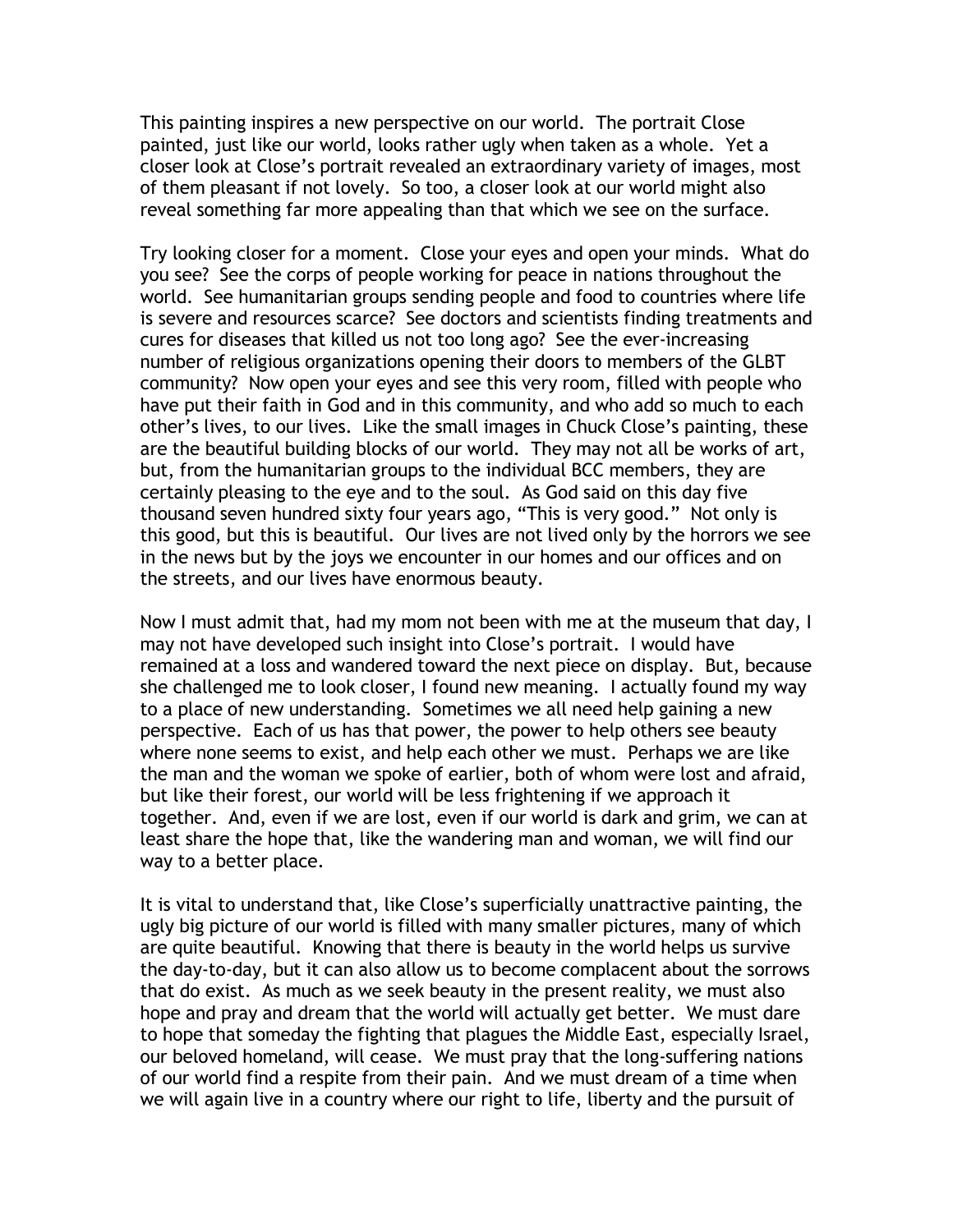This painting inspires a new perspective on our world. The portrait Close painted, just like our world, looks rather ugly when taken as a whole. Yet a closer look at Close's portrait revealed an extraordinary variety of images, most of them pleasant if not lovely. So too, a closer look at our world might also reveal something far more appealing than that which we see on the surface.

Try looking closer for a moment. Close your eyes and open your minds. What do you see? See the corps of people working for peace in nations throughout the world. See humanitarian groups sending people and food to countries where life is severe and resources scarce? See doctors and scientists finding treatments and cures for diseases that killed us not too long ago? See the ever-increasing number of religious organizations opening their doors to members of the GLBT community? Now open your eyes and see this very room, filled with people who have put their faith in God and in this community, and who add so much to each other's lives, to our lives. Like the small images in Chuck Close's painting, these are the beautiful building blocks of our world. They may not all be works of art, but, from the humanitarian groups to the individual BCC members, they are certainly pleasing to the eye and to the soul. As God said on this day five thousand seven hundred sixty four years ago, "This is very good." Not only is this good, but this is beautiful. Our lives are not lived only by the horrors we see in the news but by the joys we encounter in our homes and our offices and on the streets, and our lives have enormous beauty.

Now I must admit that, had my mom not been with me at the museum that day, I may not have developed such insight into Close's portrait. I would have remained at a loss and wandered toward the next piece on display. But, because she challenged me to look closer, I found new meaning. I actually found my way to a place of new understanding. Sometimes we all need help gaining a new perspective. Each of us has that power, the power to help others see beauty where none seems to exist, and help each other we must. Perhaps we are like the man and the woman we spoke of earlier, both of whom were lost and afraid, but like their forest, our world will be less frightening if we approach it together. And, even if we are lost, even if our world is dark and grim, we can at least share the hope that, like the wandering man and woman, we will find our way to a better place.

It is vital to understand that, like Close's superficially unattractive painting, the ugly big picture of our world is filled with many smaller pictures, many of which are quite beautiful. Knowing that there is beauty in the world helps us survive the day-to-day, but it can also allow us to become complacent about the sorrows that do exist. As much as we seek beauty in the present reality, we must also hope and pray and dream that the world will actually get better. We must dare to hope that someday the fighting that plagues the Middle East, especially Israel, our beloved homeland, will cease. We must pray that the long-suffering nations of our world find a respite from their pain. And we must dream of a time when we will again live in a country where our right to life, liberty and the pursuit of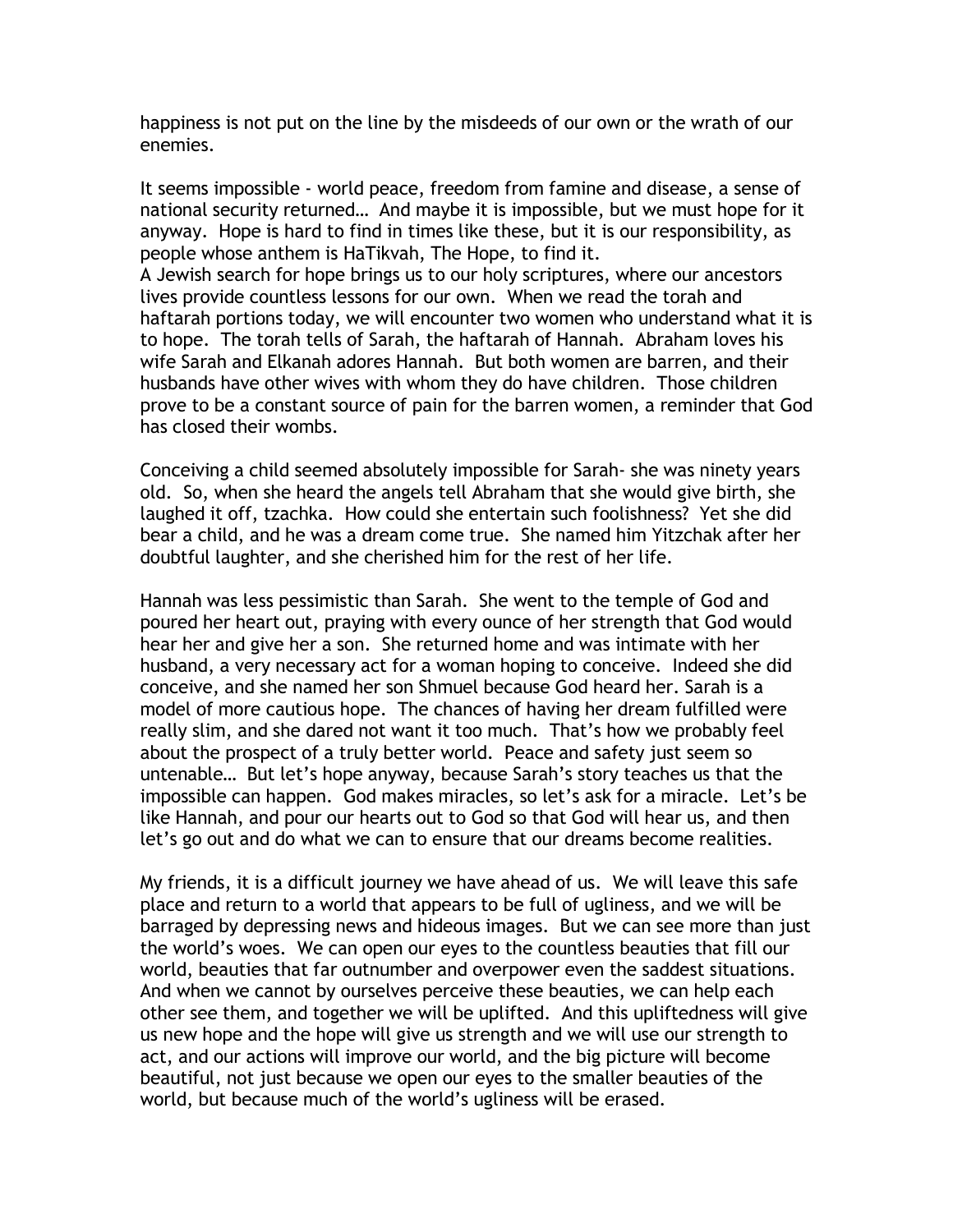happiness is not put on the line by the misdeeds of our own or the wrath of our enemies.

It seems impossible - world peace, freedom from famine and disease, a sense of national security returned… And maybe it is impossible, but we must hope for it anyway. Hope is hard to find in times like these, but it is our responsibility, as people whose anthem is HaTikvah, The Hope, to find it.
A Jewish search for hope brings us to our holy scriptures, where our ancestors lives provide countless lessons for our own. When we read the torah and haftarah portions today, we will encounter two women who understand what it is to hope. The torah tells of Sarah, the haftarah of Hannah. Abraham loves his wife Sarah and Elkanah adores Hannah. But both women are barren, and their husbands have other wives with whom they do have children. Those children prove to be a constant source of pain for the barren women, a reminder that God has closed their wombs.

Conceiving a child seemed absolutely impossible for Sarah- she was ninety years old. So, when she heard the angels tell Abraham that she would give birth, she laughed it off, tzachka. How could she entertain such foolishness? Yet she did bear a child, and he was a dream come true. She named him Yitzchak after her doubtful laughter, and she cherished him for the rest of her life.

Hannah was less pessimistic than Sarah. She went to the temple of God and poured her heart out, praying with every ounce of her strength that God would hear her and give her a son. She returned home and was intimate with her husband, a very necessary act for a woman hoping to conceive. Indeed she did conceive, and she named her son Shmuel because God heard her. Sarah is a model of more cautious hope. The chances of having her dream fulfilled were really slim, and she dared not want it too much. That's how we probably feel about the prospect of a truly better world. Peace and safety just seem so untenable… But let's hope anyway, because Sarah's story teaches us that the impossible can happen. God makes miracles, so let's ask for a miracle. Let's be like Hannah, and pour our hearts out to God so that God will hear us, and then let's go out and do what we can to ensure that our dreams become realities.

My friends, it is a difficult journey we have ahead of us. We will leave this safe place and return to a world that appears to be full of ugliness, and we will be barraged by depressing news and hideous images. But we can see more than just the world's woes. We can open our eyes to the countless beauties that fill our world, beauties that far outnumber and overpower even the saddest situations. And when we cannot by ourselves perceive these beauties, we can help each other see them, and together we will be uplifted. And this upliftedness will give us new hope and the hope will give us strength and we will use our strength to act, and our actions will improve our world, and the big picture will become beautiful, not just because we open our eyes to the smaller beauties of the world, but because much of the world's ugliness will be erased.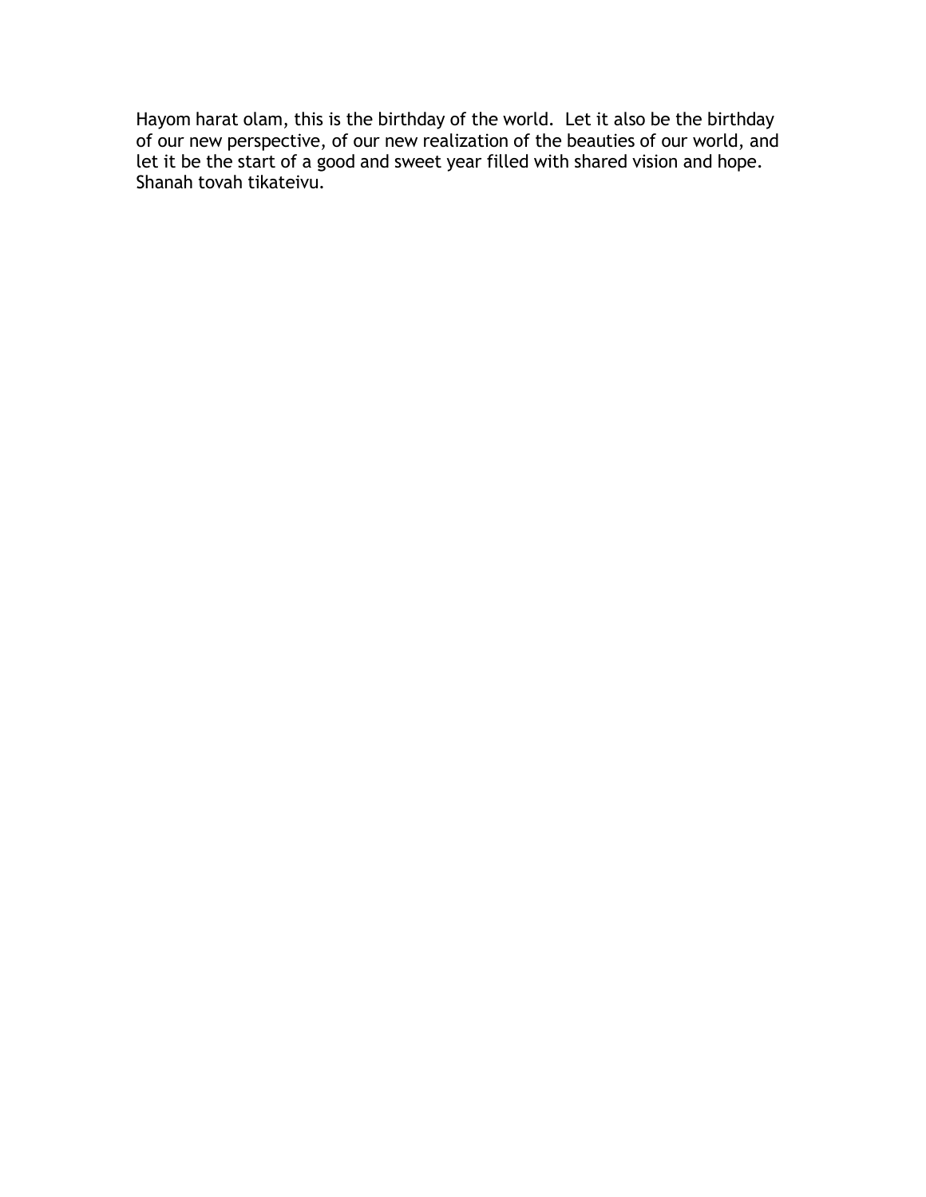Hayom harat olam, this is the birthday of the world. Let it also be the birthday of our new perspective, of our new realization of the beauties of our world, and let it be the start of a good and sweet year filled with shared vision and hope. Shanah tovah tikateivu.